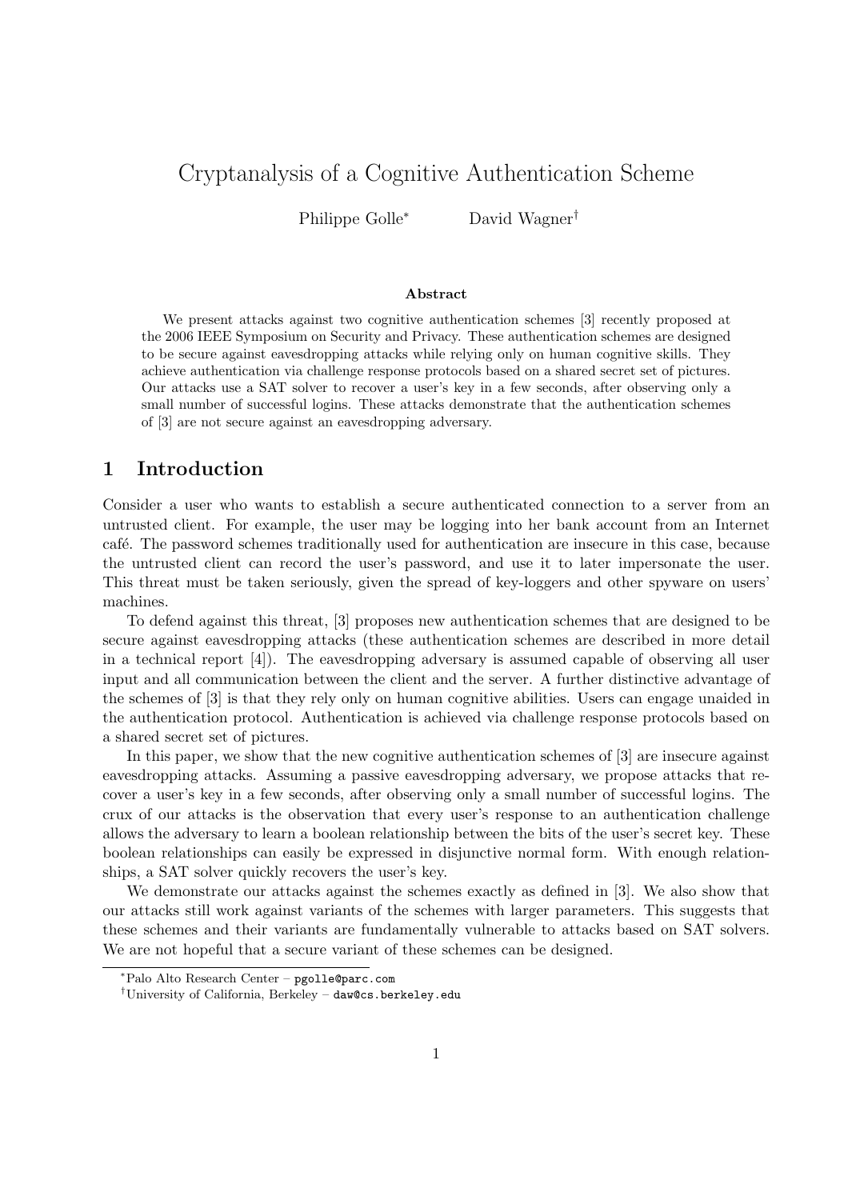# Cryptanalysis of a Cognitive Authentication Scheme

Philippe Golle[*] David Wagner[†]

### Abstract

We present attacks against two cognitive authentication schemes [3] recently proposed at the 2006 IEEE Symposium on Security and Privacy. These authentication schemes are designed to be secure against eavesdropping attacks while relying only on human cognitive skills. They achieve authentication via challenge response protocols based on a shared secret set of pictures. Our attacks use a SAT solver to recover a user's key in a few seconds, after observing only a small number of successful logins. These attacks demonstrate that the authentication schemes of [3] are not secure against an eavesdropping adversary.

## 1 Introduction

Consider a user who wants to establish a secure authenticated connection to a server from an untrusted client. For example, the user may be logging into her bank account from an Internet café. The password schemes traditionally used for authentication are insecure in this case, because the untrusted client can record the user's password, and use it to later impersonate the user. This threat must be taken seriously, given the spread of key-loggers and other spyware on users' machines.

To defend against this threat, [3] proposes new authentication schemes that are designed to be secure against eavesdropping attacks (these authentication schemes are described in more detail in a technical report [4]). The eavesdropping adversary is assumed capable of observing all user input and all communication between the client and the server. A further distinctive advantage of the schemes of [3] is that they rely only on human cognitive abilities. Users can engage unaided in the authentication protocol. Authentication is achieved via challenge response protocols based on a shared secret set of pictures.

In this paper, we show that the new cognitive authentication schemes of [3] are insecure against eavesdropping attacks. Assuming a passive eavesdropping adversary, we propose attacks that recover a user's key in a few seconds, after observing only a small number of successful logins. The crux of our attacks is the observation that every user's response to an authentication challenge allows the adversary to learn a boolean relationship between the bits of the user's secret key. These boolean relationships can easily be expressed in disjunctive normal form. With enough relationships, a SAT solver quickly recovers the user's key.

We demonstrate our attacks against the schemes exactly as defined in [3]. We also show that our attacks still work against variants of the schemes with larger parameters. This suggests that these schemes and their variants are fundamentally vulnerable to attacks based on SAT solvers. We are not hopeful that a secure variant of these schemes can be designed.

---

[*] Palo Alto Research Center – pgolle@parc.com

[†] University of California, Berkeley – daw@cs.berkeley.edu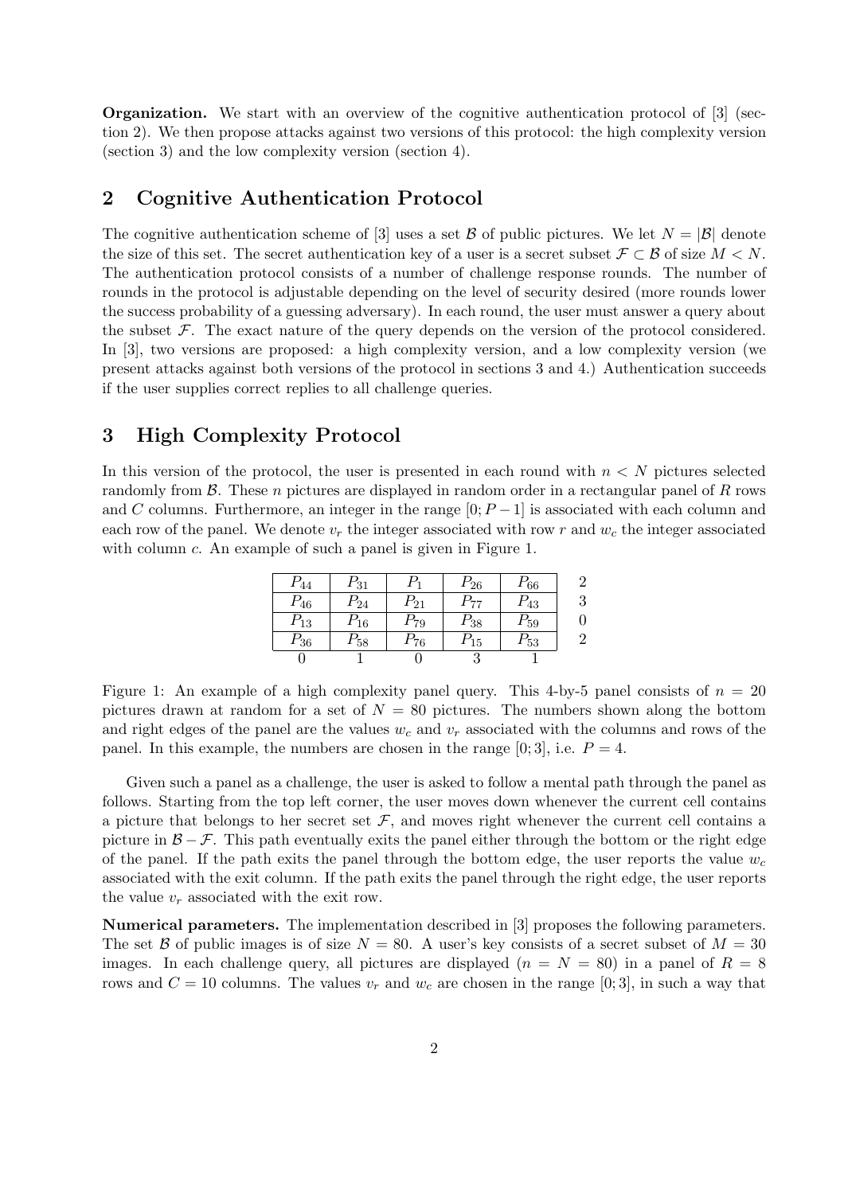**Organization.** We start with an overview of the cognitive authentication protocol of [3] (section 2). We then propose attacks against two versions of this protocol: the high complexity version (section 3) and the low complexity version (section 4).

## 2 Cognitive Authentication Protocol

The cognitive authentication scheme of [3] uses a set $\mathcal{B}$ of public pictures. We let $N = |\mathcal{B}|$ denote the size of this set. The secret authentication key of a user is a secret subset $\mathcal{F} \subset \mathcal{B}$ of size $M < N$. The authentication protocol consists of a number of challenge response rounds. The number of rounds in the protocol is adjustable depending on the level of security desired (more rounds lower the success probability of a guessing adversary). In each round, the user must answer a query about the subset $\mathcal{F}$. The exact nature of the query depends on the version of the protocol considered. In [3], two versions are proposed: a high complexity version, and a low complexity version (we present attacks against both versions of the protocol in sections 3 and 4.) Authentication succeeds if the user supplies correct replies to all challenge queries.

## 3 High Complexity Protocol

In this version of the protocol, the user is presented in each round with $n < N$ pictures selected randomly from $\mathcal{B}$. These $n$ pictures are displayed in random order in a rectangular panel of $R$ rows and $C$ columns. Furthermore, an integer in the range $[0; P-1]$ is associated with each column and each row of the panel. We denote $v_r$ the integer associated with row $r$ and $w_c$ the integer associated with column $c$. An example of such a panel is given in Figure 1.

| | | | | | |
|---|---|---|---|---|---|
| $P_{44}$ | $P_{31}$ | $P_1$ | $P_{26}$ | $P_{66}$ | 2 |
| $P_{46}$ | $P_{24}$ | $P_{21}$ | $P_{77}$ | $P_{43}$ | 3 |
| $P_{13}$ | $P_{16}$ | $P_{79}$ | $P_{38}$ | $P_{59}$ | 0 |
| $P_{36}$ | $P_{58}$ | $P_{76}$ | $P_{15}$ | $P_{53}$ | 2 |
| 0 | 1 | 0 | 3 | 1 | |

Figure 1: An example of a high complexity panel query. This 4-by-5 panel consists of $n = 20$ pictures drawn at random for a set of $N = 80$ pictures. The numbers shown along the bottom and right edges of the panel are the values $w_c$ and $v_r$ associated with the columns and rows of the panel. In this example, the numbers are chosen in the range $[0; 3]$, i.e. $P = 4$.

Given such a panel as a challenge, the user is asked to follow a mental path through the panel as follows. Starting from the top left corner, the user moves down whenever the current cell contains a picture that belongs to her secret set $\mathcal{F}$, and moves right whenever the current cell contains a picture in $\mathcal{B} - \mathcal{F}$. This path eventually exits the panel either through the bottom or the right edge of the panel. If the path exits the panel through the bottom edge, the user reports the value $w_c$ associated with the exit column. If the path exits the panel through the right edge, the user reports the value $v_r$ associated with the exit row.

**Numerical parameters.** The implementation described in [3] proposes the following parameters. The set $\mathcal{B}$ of public images is of size $N = 80$. A user's key consists of a secret subset of $M = 30$ images. In each challenge query, all pictures are displayed ($n = N = 80$) in a panel of $R = 8$ rows and $C = 10$ columns. The values $v_r$ and $w_c$ are chosen in the range $[0; 3]$, in such a way that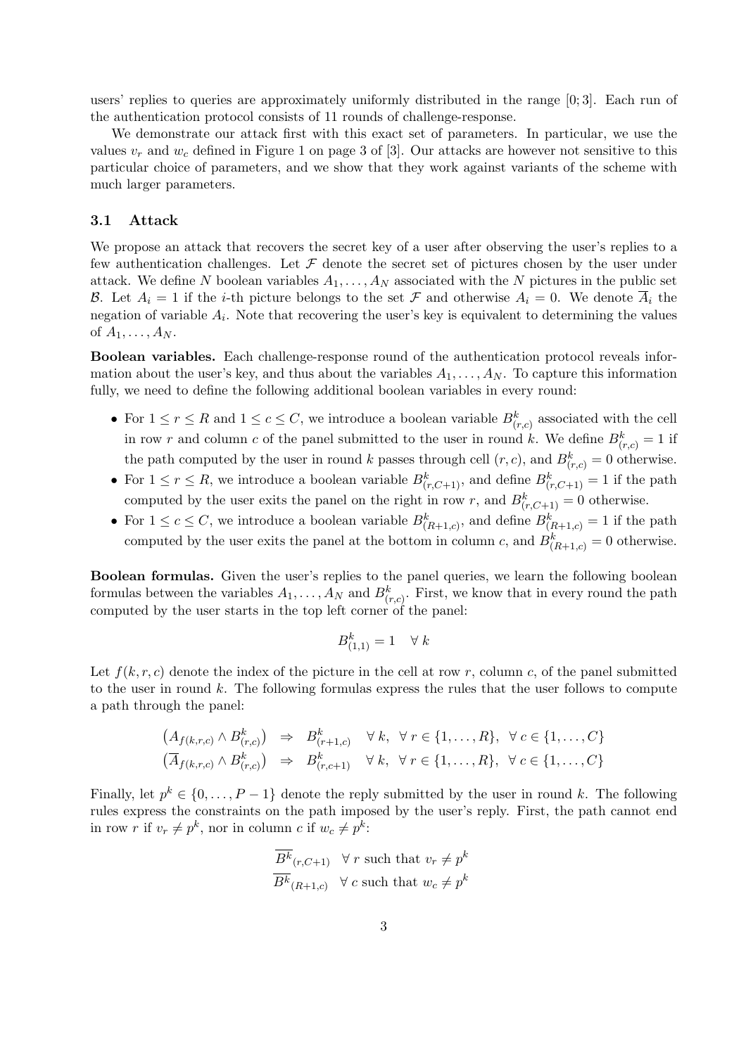users' replies to queries are approximately uniformly distributed in the range [0; 3]. Each run of the authentication protocol consists of 11 rounds of challenge-response.

We demonstrate our attack first with this exact set of parameters. In particular, we use the values $v_r$ and $w_c$ defined in Figure 1 on page 3 of [3]. Our attacks are however not sensitive to this particular choice of parameters, and we show that they work against variants of the scheme with much larger parameters.

### 3.1 Attack

We propose an attack that recovers the secret key of a user after observing the user's replies to a few authentication challenges. Let $\mathcal{F}$ denote the secret set of pictures chosen by the user under attack. We define $N$ boolean variables $A_1, \ldots, A_N$ associated with the $N$ pictures in the public set $\mathcal{B}$. Let $A_i = 1$ if the $i$-th picture belongs to the set $\mathcal{F}$ and otherwise $A_i = 0$. We denote $\overline{A}_i$ the negation of variable $A_i$. Note that recovering the user's key is equivalent to determining the values of $A_1, \ldots, A_N$.

**Boolean variables.** Each challenge-response round of the authentication protocol reveals information about the user's key, and thus about the variables $A_1, \ldots, A_N$. To capture this information fully, we need to define the following additional boolean variables in every round:

- For $1 \leq r \leq R$ and $1 \leq c \leq C$, we introduce a boolean variable $B^k_{(r,c)}$ associated with the cell in row $r$ and column $c$ of the panel submitted to the user in round $k$. We define $B^k_{(r,c)} = 1$ if the path computed by the user in round $k$ passes through cell $(r, c)$, and $B^k_{(r,c)} = 0$ otherwise.
- For $1 \leq r \leq R$, we introduce a boolean variable $B^k_{(r,C+1)}$, and define $B^k_{(r,C+1)} = 1$ if the path computed by the user exits the panel on the right in row $r$, and $B^k_{(r,C+1)} = 0$ otherwise.
- For $1 \leq c \leq C$, we introduce a boolean variable $B^k_{(R+1,c)}$, and define $B^k_{(R+1,c)} = 1$ if the path computed by the user exits the panel at the bottom in column $c$, and $B^k_{(R+1,c)} = 0$ otherwise.

**Boolean formulas.** Given the user's replies to the panel queries, we learn the following boolean formulas between the variables $A_1, \ldots, A_N$ and $B^k_{(r,c)}$. First, we know that in every round the path computed by the user starts in the top left corner of the panel:

$$B^k_{(1,1)} = 1 \quad \forall\, k$$

Let $f(k, r, c)$ denote the index of the picture in the cell at row $r$, column $c$, of the panel submitted to the user in round $k$. The following formulas express the rules that the user follows to compute a path through the panel:

$$\left(A_{f(k,r,c)} \wedge B^k_{(r,c)}\right) \;\Rightarrow\; B^k_{(r+1,c)} \quad \forall\, k,\ \forall\, r \in \{1, \ldots, R\},\ \forall\, c \in \{1, \ldots, C\}$$

$$\left(\overline{A}_{f(k,r,c)} \wedge B^k_{(r,c)}\right) \;\Rightarrow\; B^k_{(r,c+1)} \quad \forall\, k,\ \forall\, r \in \{1, \ldots, R\},\ \forall\, c \in \{1, \ldots, C\}$$

Finally, let $p^k \in \{0, \ldots, P-1\}$ denote the reply submitted by the user in round $k$. The following rules express the constraints on the path imposed by the user's reply. First, the path cannot end in row $r$ if $v_r \neq p^k$, nor in column $c$ if $w_c \neq p^k$:

$$\overline{B^k}_{(r,C+1)} \quad \forall\, r \text{ such that } v_r \neq p^k$$

$$\overline{B^k}_{(R+1,c)} \quad \forall\, c \text{ such that } w_c \neq p^k$$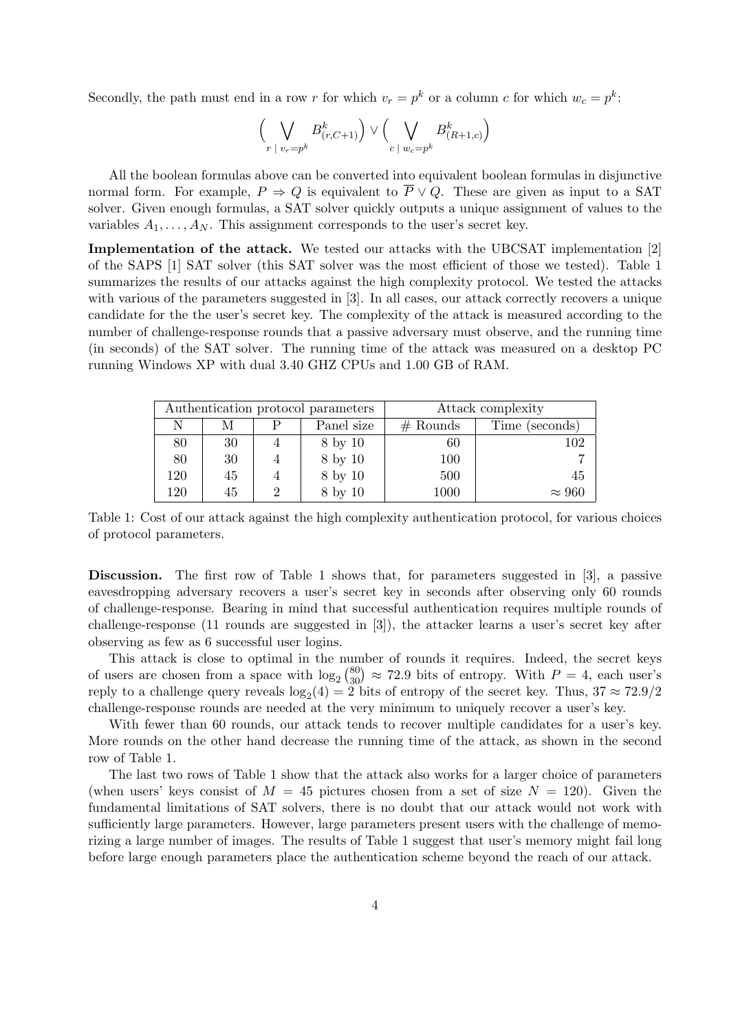Secondly, the path must end in a row $r$ for which $v_r = p^k$ or a column $c$ for which $w_c = p^k$:

$$\Big( \bigvee_{r \mid v_r = p^k} B^k_{(r,C+1)} \Big) \vee \Big( \bigvee_{c \mid w_c = p^k} B^k_{(R+1,c)} \Big)$$

All the boolean formulas above can be converted into equivalent boolean formulas in disjunctive normal form. For example, $P \Rightarrow Q$ is equivalent to $\overline{P} \vee Q$. These are given as input to a SAT solver. Given enough formulas, a SAT solver quickly outputs a unique assignment of values to the variables $A_1, \ldots, A_N$. This assignment corresponds to the user's secret key.

**Implementation of the attack.** We tested our attacks with the UBCSAT implementation [2] of the SAPS [1] SAT solver (this SAT solver was the most efficient of those we tested). Table 1 summarizes the results of our attacks against the high complexity protocol. We tested the attacks with various of the parameters suggested in [3]. In all cases, our attack correctly recovers a unique candidate for the the user's secret key. The complexity of the attack is measured according to the number of challenge-response rounds that a passive adversary must observe, and the running time (in seconds) of the SAT solver. The running time of the attack was measured on a desktop PC running Windows XP with dual 3.40 GHZ CPUs and 1.00 GB of RAM.

| Authentication protocol parameters | | | | Attack complexity | |
|---|---|---|---|---|---|
| N | M | P | Panel size | # Rounds | Time (seconds) |
| 80 | 30 | 4 | 8 by 10 | 60 | 102 |
| 80 | 30 | 4 | 8 by 10 | 100 | 7 |
| 120 | 45 | 4 | 8 by 10 | 500 | 45 |
| 120 | 45 | 2 | 8 by 10 | 1000 | $\approx 960$ |

Table 1: Cost of our attack against the high complexity authentication protocol, for various choices of protocol parameters.

**Discussion.** The first row of Table 1 shows that, for parameters suggested in [3], a passive eavesdropping adversary recovers a user's secret key in seconds after observing only 60 rounds of challenge-response. Bearing in mind that successful authentication requires multiple rounds of challenge-response (11 rounds are suggested in [3]), the attacker learns a user's secret key after observing as few as 6 successful user logins.

This attack is close to optimal in the number of rounds it requires. Indeed, the secret keys of users are chosen from a space with $\log_2 \binom{80}{30} \approx 72.9$ bits of entropy. With $P = 4$, each user's reply to a challenge query reveals $\log_2(4) = 2$ bits of entropy of the secret key. Thus, $37 \approx 72.9/2$ challenge-response rounds are needed at the very minimum to uniquely recover a user's key.

With fewer than 60 rounds, our attack tends to recover multiple candidates for a user's key. More rounds on the other hand decrease the running time of the attack, as shown in the second row of Table 1.

The last two rows of Table 1 show that the attack also works for a larger choice of parameters (when users' keys consist of $M = 45$ pictures chosen from a set of size $N = 120$). Given the fundamental limitations of SAT solvers, there is no doubt that our attack would not work with sufficiently large parameters. However, large parameters present users with the challenge of memorizing a large number of images. The results of Table 1 suggest that user's memory might fail long before large enough parameters place the authentication scheme beyond the reach of our attack.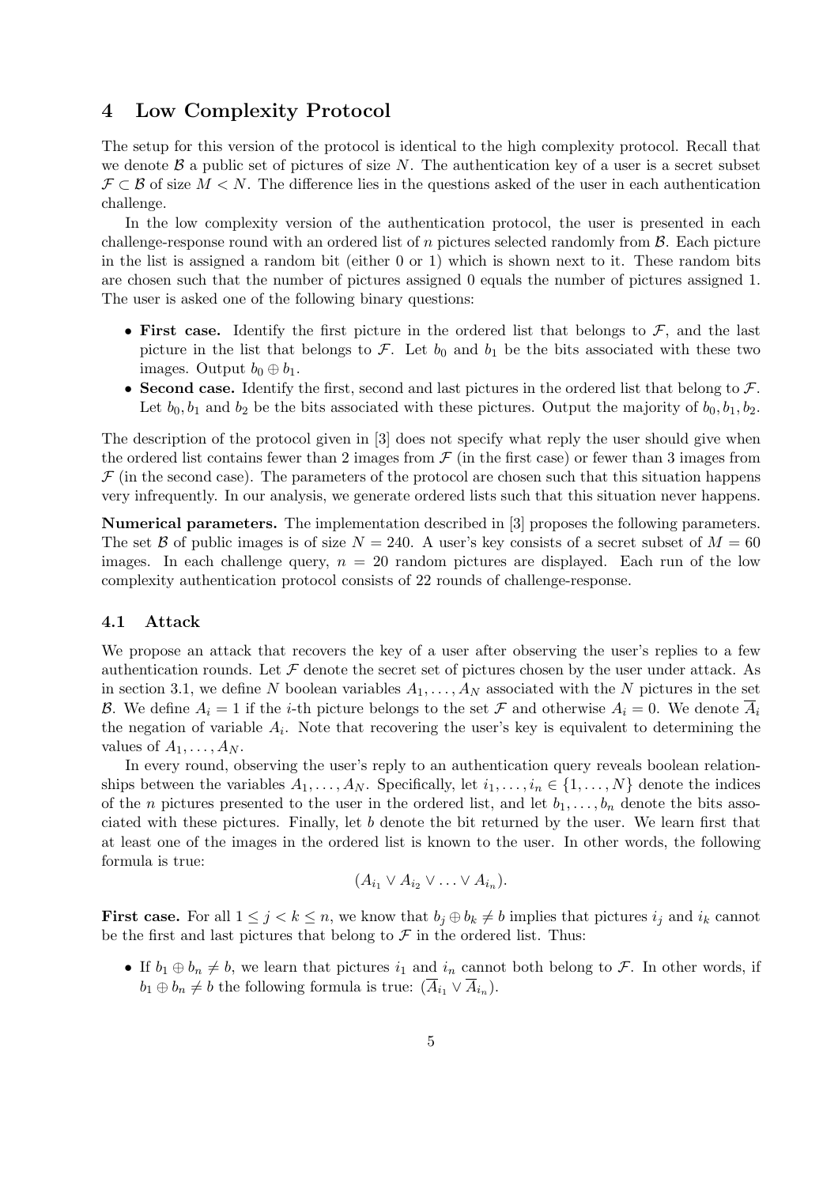## 4 Low Complexity Protocol

The setup for this version of the protocol is identical to the high complexity protocol. Recall that we denote $\mathcal{B}$ a public set of pictures of size $N$. The authentication key of a user is a secret subset $\mathcal{F} \subset \mathcal{B}$ of size $M < N$. The difference lies in the questions asked of the user in each authentication challenge.

In the low complexity version of the authentication protocol, the user is presented in each challenge-response round with an ordered list of $n$ pictures selected randomly from $\mathcal{B}$. Each picture in the list is assigned a random bit (either 0 or 1) which is shown next to it. These random bits are chosen such that the number of pictures assigned 0 equals the number of pictures assigned 1. The user is asked one of the following binary questions:

- **First case.** Identify the first picture in the ordered list that belongs to $\mathcal{F}$, and the last picture in the list that belongs to $\mathcal{F}$. Let $b_0$ and $b_1$ be the bits associated with these two images. Output $b_0 \oplus b_1$.
- **Second case.** Identify the first, second and last pictures in the ordered list that belong to $\mathcal{F}$. Let $b_0, b_1$ and $b_2$ be the bits associated with these pictures. Output the majority of $b_0, b_1, b_2$.

The description of the protocol given in [3] does not specify what reply the user should give when the ordered list contains fewer than 2 images from $\mathcal{F}$ (in the first case) or fewer than 3 images from $\mathcal{F}$ (in the second case). The parameters of the protocol are chosen such that this situation happens very infrequently. In our analysis, we generate ordered lists such that this situation never happens.

**Numerical parameters.** The implementation described in [3] proposes the following parameters. The set $\mathcal{B}$ of public images is of size $N = 240$. A user's key consists of a secret subset of $M = 60$ images. In each challenge query, $n = 20$ random pictures are displayed. Each run of the low complexity authentication protocol consists of 22 rounds of challenge-response.

### 4.1 Attack

We propose an attack that recovers the key of a user after observing the user's replies to a few authentication rounds. Let $\mathcal{F}$ denote the secret set of pictures chosen by the user under attack. As in section 3.1, we define $N$ boolean variables $A_1, \ldots, A_N$ associated with the $N$ pictures in the set $\mathcal{B}$. We define $A_i = 1$ if the $i$-th picture belongs to the set $\mathcal{F}$ and otherwise $A_i = 0$. We denote $\overline{A}_i$ the negation of variable $A_i$. Note that recovering the user's key is equivalent to determining the values of $A_1, \ldots, A_N$.

In every round, observing the user's reply to an authentication query reveals boolean relationships between the variables $A_1, \ldots, A_N$. Specifically, let $i_1, \ldots, i_n \in \{1, \ldots, N\}$ denote the indices of the $n$ pictures presented to the user in the ordered list, and let $b_1, \ldots, b_n$ denote the bits associated with these pictures. Finally, let $b$ denote the bit returned by the user. We learn first that at least one of the images in the ordered list is known to the user. In other words, the following formula is true:

$$(A_{i_1} \vee A_{i_2} \vee \ldots \vee A_{i_n}).$$

**First case.** For all $1 \leq j < k \leq n$, we know that $b_j \oplus b_k \neq b$ implies that pictures $i_j$ and $i_k$ cannot be the first and last pictures that belong to $\mathcal{F}$ in the ordered list. Thus:

- If $b_1 \oplus b_n \neq b$, we learn that pictures $i_1$ and $i_n$ cannot both belong to $\mathcal{F}$. In other words, if $b_1 \oplus b_n \neq b$ the following formula is true: $(\overline{A}_{i_1} \vee \overline{A}_{i_n})$.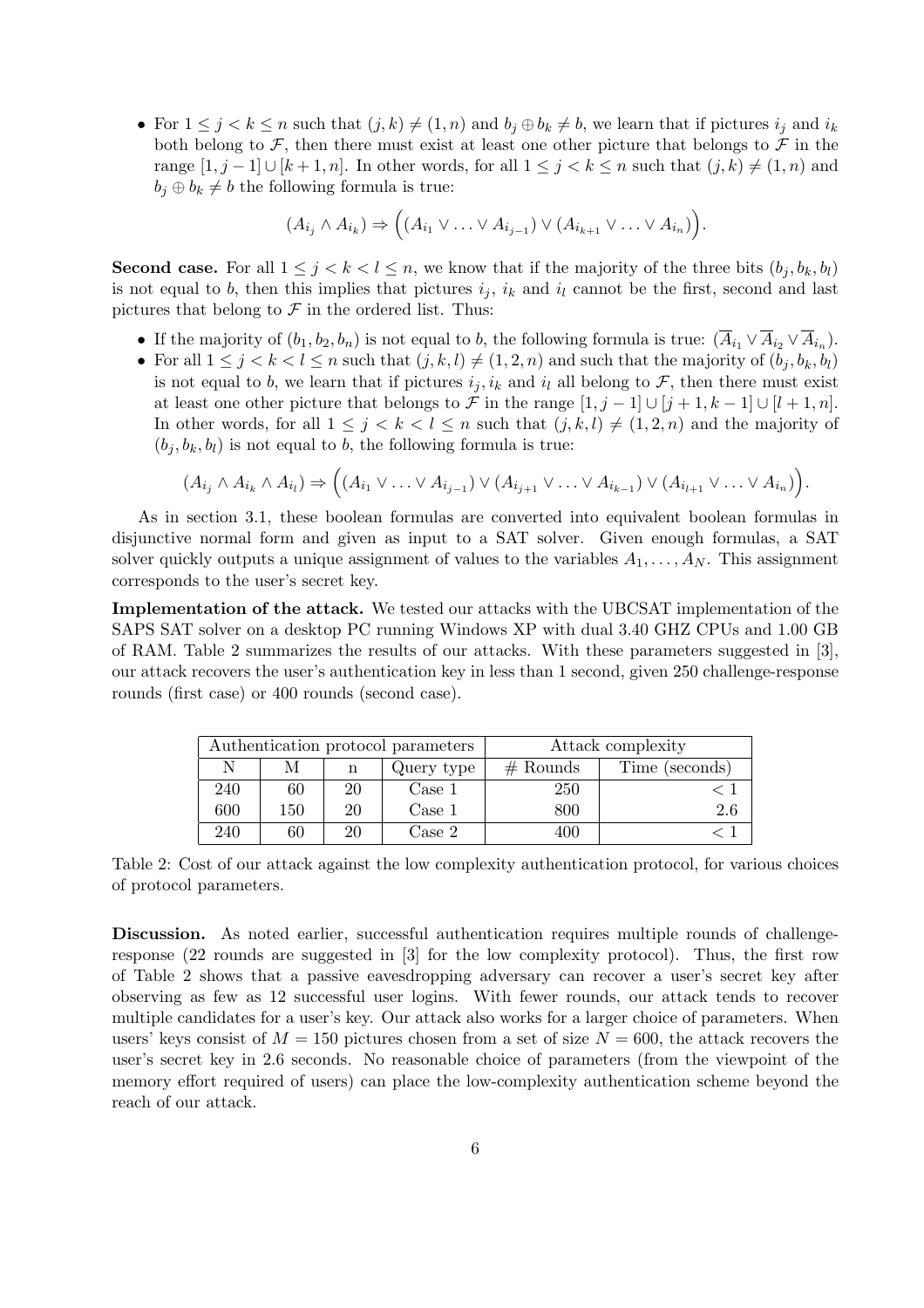- For $1 \leq j < k \leq n$ such that $(j,k) \neq (1,n)$ and $b_j \oplus b_k \neq b$, we learn that if pictures $i_j$ and $i_k$ both belong to $\mathcal{F}$, then there must exist at least one other picture that belongs to $\mathcal{F}$ in the range $[1, j-1] \cup [k+1, n]$. In other words, for all $1 \leq j < k \leq n$ such that $(j,k) \neq (1,n)$ and $b_j \oplus b_k \neq b$ the following formula is true:

$$(A_{i_j} \wedge A_{i_k}) \Rightarrow \Big( (A_{i_1} \vee \ldots \vee A_{i_{j-1}}) \vee (A_{i_{k+1}} \vee \ldots \vee A_{i_n}) \Big).$$

**Second case.** For all $1 \leq j < k < l \leq n$, we know that if the majority of the three bits $(b_j, b_k, b_l)$ is not equal to $b$, then this implies that pictures $i_j$, $i_k$ and $i_l$ cannot be the first, second and last pictures that belong to $\mathcal{F}$ in the ordered list. Thus:

- If the majority of $(b_1, b_2, b_n)$ is not equal to $b$, the following formula is true: $(\overline{A}_{i_1} \vee \overline{A}_{i_2} \vee \overline{A}_{i_n})$.
- For all $1 \leq j < k < l \leq n$ such that $(j,k,l) \neq (1,2,n)$ and such that the majority of $(b_j, b_k, b_l)$ is not equal to $b$, we learn that if pictures $i_j, i_k$ and $i_l$ all belong to $\mathcal{F}$, then there must exist at least one other picture that belongs to $\mathcal{F}$ in the range $[1, j-1] \cup [j+1, k-1] \cup [l+1, n]$. In other words, for all $1 \leq j < k < l \leq n$ such that $(j,k,l) \neq (1,2,n)$ and the majority of $(b_j, b_k, b_l)$ is not equal to $b$, the following formula is true:

$$(A_{i_j} \wedge A_{i_k} \wedge A_{i_l}) \Rightarrow \Big( (A_{i_1} \vee \ldots \vee A_{i_{j-1}}) \vee (A_{i_{j+1}} \vee \ldots \vee A_{i_{k-1}}) \vee (A_{i_{l+1}} \vee \ldots \vee A_{i_n}) \Big).$$

As in section 3.1, these boolean formulas are converted into equivalent boolean formulas in disjunctive normal form and given as input to a SAT solver. Given enough formulas, a SAT solver quickly outputs a unique assignment of values to the variables $A_1, \ldots, A_N$. This assignment corresponds to the user's secret key.

**Implementation of the attack.** We tested our attacks with the UBCSAT implementation of the SAPS SAT solver on a desktop PC running Windows XP with dual 3.40 GHZ CPUs and 1.00 GB of RAM. Table 2 summarizes the results of our attacks. With these parameters suggested in [3], our attack recovers the user's authentication key in less than 1 second, given 250 challenge-response rounds (first case) or 400 rounds (second case).

| Authentication protocol parameters | | | | Attack complexity | |
|---|---|---|---|---|---|
| N | M | n | Query type | # Rounds | Time (seconds) |
| 240 | 60 | 20 | Case 1 | 250 | $< 1$ |
| 600 | 150 | 20 | Case 1 | 800 | 2.6 |
| 240 | 60 | 20 | Case 2 | 400 | $< 1$ |

Table 2: Cost of our attack against the low complexity authentication protocol, for various choices of protocol parameters.

**Discussion.** As noted earlier, successful authentication requires multiple rounds of challenge-response (22 rounds are suggested in [3] for the low complexity protocol). Thus, the first row of Table 2 shows that a passive eavesdropping adversary can recover a user's secret key after observing as few as 12 successful user logins. With fewer rounds, our attack tends to recover multiple candidates for a user's key. Our attack also works for a larger choice of parameters. When users' keys consist of $M = 150$ pictures chosen from a set of size $N = 600$, the attack recovers the user's secret key in 2.6 seconds. No reasonable choice of parameters (from the viewpoint of the memory effort required of users) can place the low-complexity authentication scheme beyond the reach of our attack.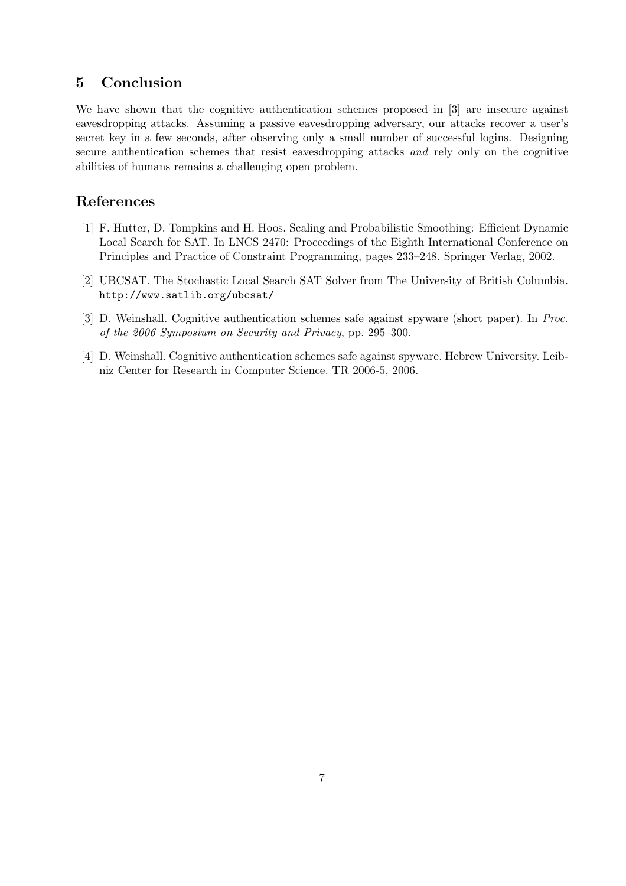## 5 Conclusion

We have shown that the cognitive authentication schemes proposed in [3] are insecure against eavesdropping attacks. Assuming a passive eavesdropping adversary, our attacks recover a user's secret key in a few seconds, after observing only a small number of successful logins. Designing secure authentication schemes that resist eavesdropping attacks *and* rely only on the cognitive abilities of humans remains a challenging open problem.

## References

[1] F. Hutter, D. Tompkins and H. Hoos. Scaling and Probabilistic Smoothing: Efficient Dynamic Local Search for SAT. In LNCS 2470: Proceedings of the Eighth International Conference on Principles and Practice of Constraint Programming, pages 233–248. Springer Verlag, 2002.

[2] UBCSAT. The Stochastic Local Search SAT Solver from The University of British Columbia. `http://www.satlib.org/ubcsat/`

[3] D. Weinshall. Cognitive authentication schemes safe against spyware (short paper). In *Proc. of the 2006 Symposium on Security and Privacy*, pp. 295–300.

[4] D. Weinshall. Cognitive authentication schemes safe against spyware. Hebrew University. Leibniz Center for Research in Computer Science. TR 2006-5, 2006.